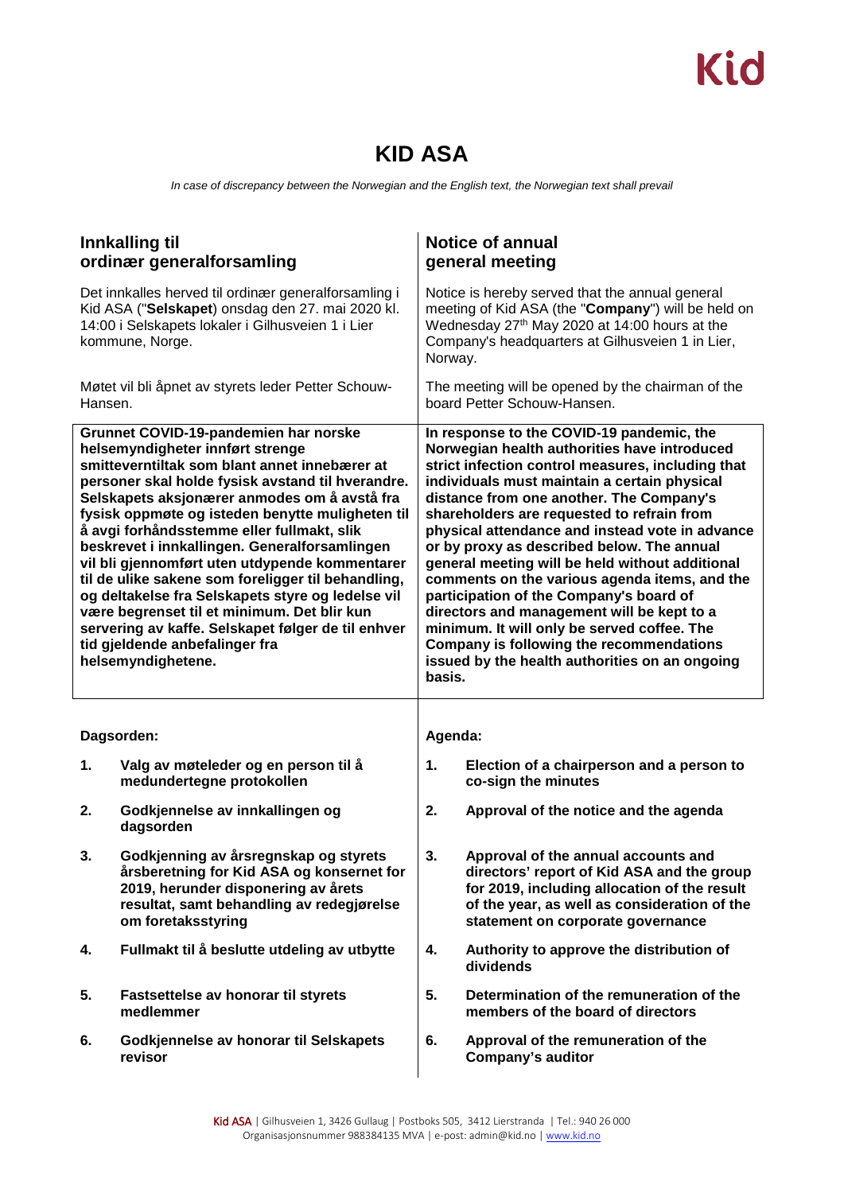# KID ASA

*In case of discrepancy between the Norwegian and the English text, the Norwegian text shall prevail*

## Innkalling til ordinær generalforsamling

Det innkalles herved til ordinær generalforsamling i Kid ASA ("**Selskapet**) onsdag den 27. mai 2020 kl. 14:00 i Selskapets lokaler i Gilhusveien 1 i Lier kommune, Norge.

Møtet vil bli åpnet av styrets leder Petter Schouw-Hansen.

**Grunnet COVID-19-pandemien har norske helsemyndigheter innført strenge smittevernstiltak som blant annet innebærer at personer skal holde fysisk avstand til hverandre. Selskapets aksjonærer anmodes om å avstå fra fysisk oppmøte og isteden benytte muligheten til å avgi forhåndsstemme eller fullmakt, slik beskrevet i innkallingen. Generalforsamlingen vil bli gjennomført uten utdypende kommentarer til de ulike sakene som foreligger til behandling, og deltakelse fra Selskapets styre og ledelse vil være begrenset til et minimum. Det blir kun servering av kaffe. Selskapet følger de til enhver tid gjeldende anbefalinger fra helsemyndighetene.**

**Dagsorden:**

1. **Valg av møteleder og en person til å medundertegne protokollen**
2. **Godkjennelse av innkallingen og dagsorden**
3. **Godkjenning av årsregnskap og styrets årsberetning for Kid ASA og konsernet for 2019, herunder disponering av årets resultat, samt behandling av redegjørelse om foretaksstyring**
4. **Fullmakt til å beslutte utdeling av utbytte**
5. **Fastsettelse av honorar til styrets medlemmer**
6. **Godkjennelse av honorar til Selskapets revisor**

## Notice of annual general meeting

Notice is hereby served that the annual general meeting of Kid ASA (the "**Company**") will be held on Wednesday 27th May 2020 at 14:00 hours at the Company's headquarters at Gilhusveien 1 in Lier, Norway.

The meeting will be opened by the chairman of the board Petter Schouw-Hansen.

**In response to the COVID-19 pandemic, the Norwegian health authorities have introduced strict infection control measures, including that individuals must maintain a certain physical distance from one another. The Company's shareholders are requested to refrain from physical attendance and instead vote in advance or by proxy as described below. The annual general meeting will be held without additional comments on the various agenda items, and the participation of the Company's board of directors and management will be kept to a minimum. It will only be served coffee. The Company is following the recommendations issued by the health authorities on an ongoing basis.**

**Agenda:**

1. **Election of a chairperson and a person to co-sign the minutes**
2. **Approval of the notice and the agenda**
3. **Approval of the annual accounts and directors' report of Kid ASA and the group for 2019, including allocation of the result of the year, as well as consideration of the statement on corporate governance**
4. **Authority to approve the distribution of dividends**
5. **Determination of the remuneration of the members of the board of directors**
6. **Approval of the remuneration of the Company's auditor**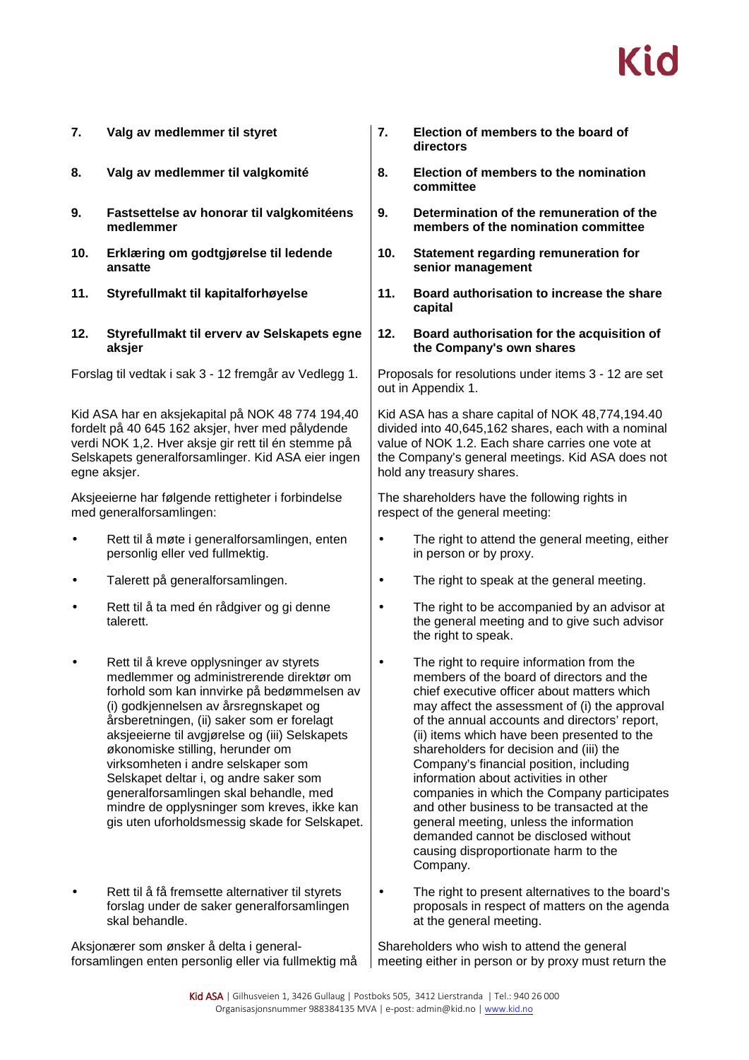| | |
|---|---|
| **7. Valg av medlemmer til styret** | **7. Election of members to the board of directors** |
| **8. Valg av medlemmer til valgkomité** | **8. Election of members to the nomination committee** |
| **9. Fastsettelse av honorar til valgkomitéens medlemmer** | **9. Determination of the remuneration of the members of the nomination committee** |
| **10. Erklæring om godtgjørelse til ledende ansatte** | **10. Statement regarding remuneration for senior management** |
| **11. Styrefullmakt til kapitalforhøyelse** | **11. Board authorisation to increase the share capital** |
| **12. Styrefullmakt til erverv av Selskapets egne aksjer** | **12. Board authorisation for the acquisition of the Company's own shares** |
| Forslag til vedtak i sak 3 - 12 fremgår av Vedlegg 1. | Proposals for resolutions under items 3 - 12 are set out in Appendix 1. |
| Kid ASA har en aksjekapital på NOK 48 774 194,40 fordelt på 40 645 162 aksjer, hver med pålydende verdi NOK 1,2. Hver aksje gir rett til én stemme på Selskapets generalforsamlinger. Kid ASA eier ingen egne aksjer. | Kid ASA has a share capital of NOK 48,774,194.40 divided into 40,645,162 shares, each with a nominal value of NOK 1.2. Each share carries one vote at the Company's general meetings. Kid ASA does not hold any treasury shares. |
| Aksjeeierne har følgende rettigheter i forbindelse med generalforsamlingen: | The shareholders have the following rights in respect of the general meeting: |
| • Rett til å møte i generalforsamlingen, enten personlig eller ved fullmektig. | • The right to attend the general meeting, either in person or by proxy. |
| • Talerett på generalforsamlingen. | • The right to speak at the general meeting. |
| • Rett til å ta med én rådgiver og gi denne talerett. | • The right to be accompanied by an advisor at the general meeting and to give such advisor the right to speak. |
| • Rett til å kreve opplysninger av styrets medlemmer og administrerende direktør om forhold som kan innvirke på bedømmelsen av (i) godkjennelsen av årsregnskapet og årsberetningen, (ii) saker som er forelagt aksjeeierne til avgjørelse og (iii) Selskapets økonomiske stilling, herunder om virksomheten i andre selskaper som Selskapet deltar i, og andre saker som generalforsamlingen skal behandle, med mindre de opplysninger som kreves, ikke kan gis uten uforholdsmessig skade for Selskapet. | • The right to require information from the members of the board of directors and the chief executive officer about matters which may affect the assessment of (i) the approval of the annual accounts and directors' report, (ii) items which have been presented to the shareholders for decision and (iii) the Company's financial position, including information about activities in other companies in which the Company participates and other business to be transacted at the general meeting, unless the information demanded cannot be disclosed without causing disproportionate harm to the Company. |
| • Rett til å få fremsette alternativer til styrets forslag under de saker generalforsamlingen skal behandle. | • The right to present alternatives to the board's proposals in respect of matters on the agenda at the general meeting. |
| Aksjonærer som ønsker å delta i general-forsamlingen enten personlig eller via fullmektig må | Shareholders who wish to attend the general meeting either in person or by proxy must return the |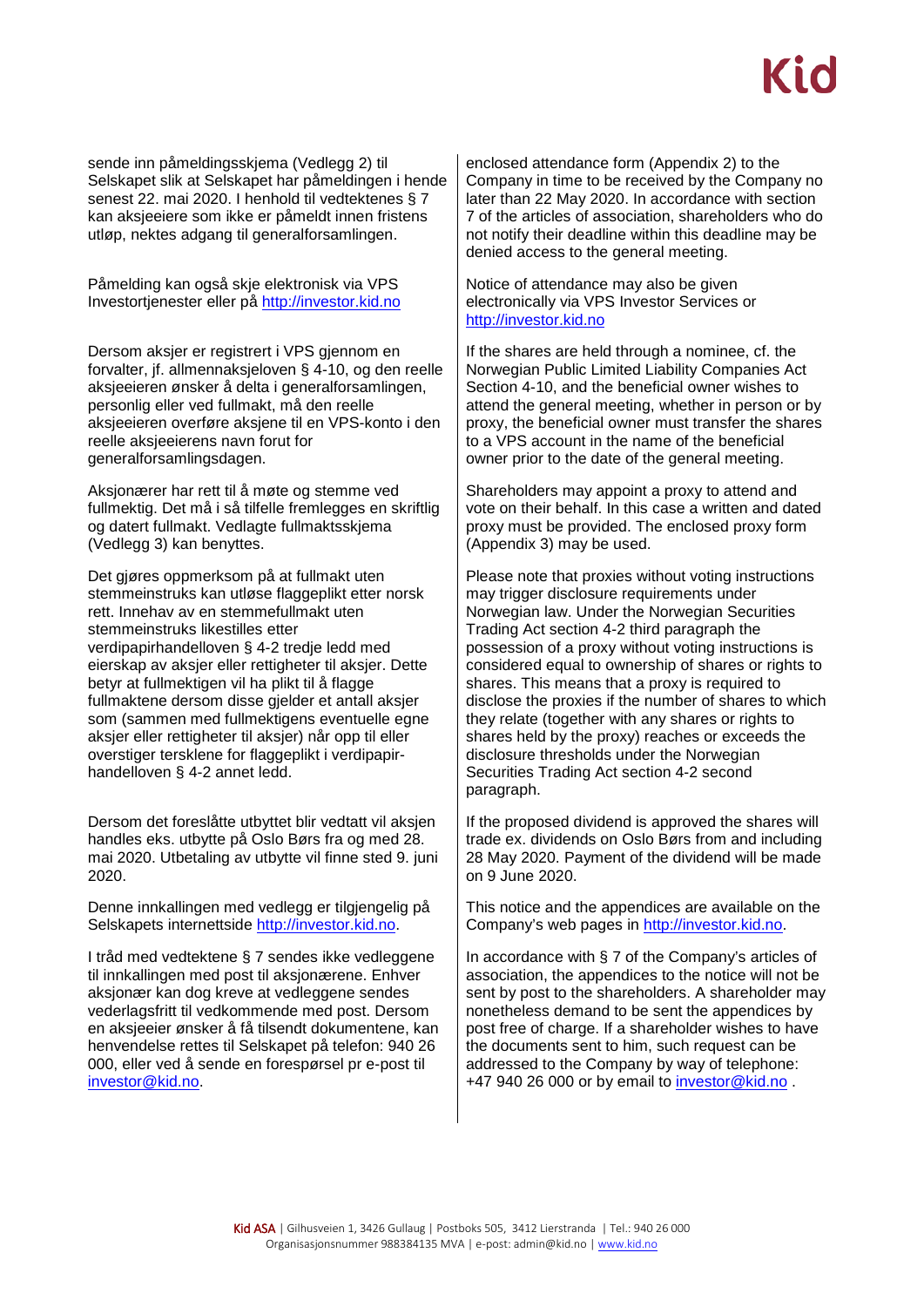sende inn påmeldingsskjema (Vedlegg 2) til Selskapet slik at Selskapet har påmeldingen i hende senest 22. mai 2020. I henhold til vedtektenes § 7 kan aksjeeiere som ikke er påmeldt innen fristens utløp, nektes adgang til generalforsamlingen.

Påmelding kan også skje elektronisk via VPS Investortjenester eller på http://investor.kid.no

Dersom aksjer er registrert i VPS gjennom en forvalter, jf. allmennaksjeloven § 4-10, og den reelle aksjeeieren ønsker å delta i generalforsamlingen, personlig eller ved fullmakt, må den reelle aksjeeieren overføre aksjene til en VPS-konto i den reelle aksjeeierens navn forut for generalforsamlingsdagen.

Aksjonærer har rett til å møte og stemme ved fullmektig. Det må i så tilfelle fremlegges en skriftlig og datert fullmakt. Vedlagte fullmaktsskjema (Vedlegg 3) kan benyttes.

Det gjøres oppmerksom på at fullmakt uten stemmeinstruks kan utløse flaggeplikt etter norsk rett. Innehav av en stemmefullmakt uten stemmeinstruks likestilles etter verdipapirhandelloven § 4-2 tredje ledd med eierskap av aksjer eller rettigheter til aksjer. Dette betyr at fullmektigen vil ha plikt til å flagge fullmaktene dersom disse gjelder et antall aksjer som (sammen med fullmektigens eventuelle egne aksjer eller rettigheter til aksjer) når opp til eller overstiger tersklene for flaggeplikt i verdipapir-handelloven § 4-2 annet ledd.

Dersom det foreslåtte utbyttet blir vedtatt vil aksjen handles eks. utbytte på Oslo Børs fra og med 28. mai 2020. Utbetaling av utbytte vil finne sted 9. juni 2020.

Denne innkallingen med vedlegg er tilgjengelig på Selskapets internettside http://investor.kid.no.

I tråd med vedtektene § 7 sendes ikke vedleggene til innkallingen med post til aksjonærene. Enhver aksjonær kan dog kreve at vedleggene sendes vederlagsfritt til vedkommende med post. Dersom en aksjeeier ønsker å få tilsendt dokumentene, kan henvendelse rettes til Selskapet på telefon: 940 26 000, eller ved å sende en forespørsel pr e-post til investor@kid.no.

enclosed attendance form (Appendix 2) to the Company in time to be received by the Company no later than 22 May 2020. In accordance with section 7 of the articles of association, shareholders who do not notify their deadline within this deadline may be denied access to the general meeting.

Notice of attendance may also be given electronically via VPS Investor Services or http://investor.kid.no

If the shares are held through a nominee, cf. the Norwegian Public Limited Liability Companies Act Section 4-10, and the beneficial owner wishes to attend the general meeting, whether in person or by proxy, the beneficial owner must transfer the shares to a VPS account in the name of the beneficial owner prior to the date of the general meeting.

Shareholders may appoint a proxy to attend and vote on their behalf. In this case a written and dated proxy must be provided. The enclosed proxy form (Appendix 3) may be used.

Please note that proxies without voting instructions may trigger disclosure requirements under Norwegian law. Under the Norwegian Securities Trading Act section 4-2 third paragraph the possession of a proxy without voting instructions is considered equal to ownership of shares or rights to shares. This means that a proxy is required to disclose the proxies if the number of shares to which they relate (together with any shares or rights to shares held by the proxy) reaches or exceeds the disclosure thresholds under the Norwegian Securities Trading Act section 4-2 second paragraph.

If the proposed dividend is approved the shares will trade ex. dividends on Oslo Børs from and including 28 May 2020. Payment of the dividend will be made on 9 June 2020.

This notice and the appendices are available on the Company's web pages in http://investor.kid.no.

In accordance with § 7 of the Company's articles of association, the appendices to the notice will not be sent by post to the shareholders. A shareholder may nonetheless demand to be sent the appendices by post free of charge. If a shareholder wishes to have the documents sent to him, such request can be addressed to the Company by way of telephone: +47 940 26 000 or by email to investor@kid.no .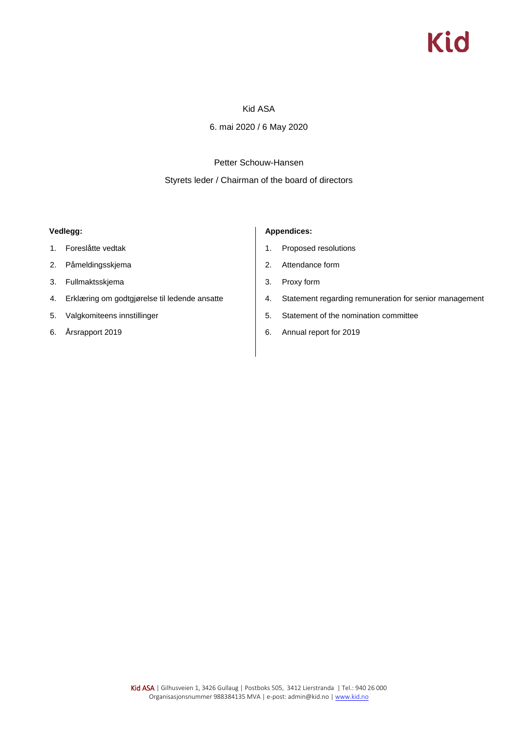Kid ASA

6. mai 2020 / 6 May 2020

Petter Schouw-Hansen

Styrets leder / Chairman of the board of directors

**Vedlegg:**

1. Foreslåtte vedtak
2. Påmeldingsskjema
3. Fullmaktsskjema
4. Erklæring om godtgjørelse til ledende ansatte
5. Valgkomiteens innstillinger
6. Årsrapport 2019

**Appendices:**

1. Proposed resolutions
2. Attendance form
3. Proxy form
4. Statement regarding remuneration for senior management
5. Statement of the nomination committee
6. Annual report for 2019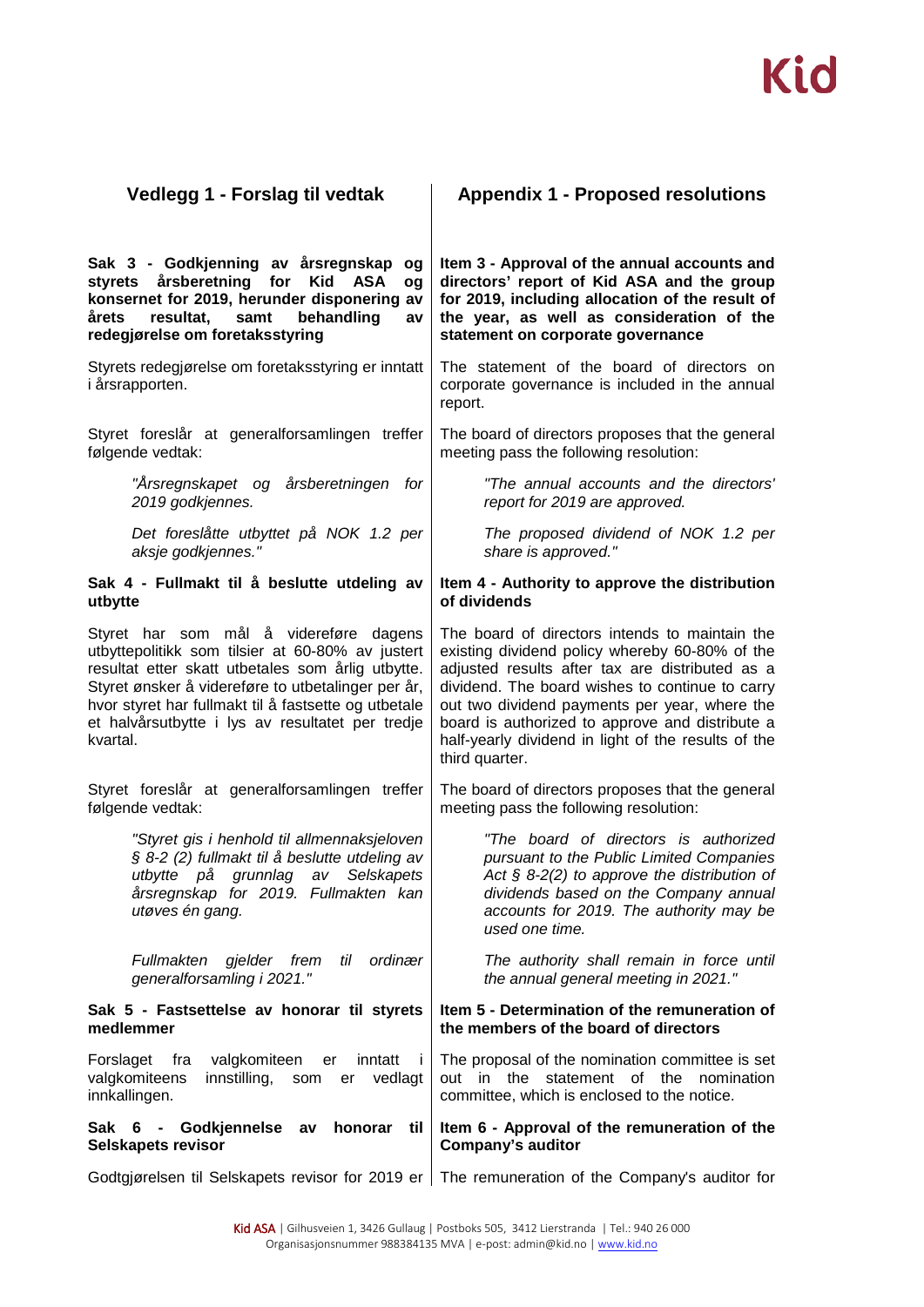## Vedlegg 1 - Forslag til vedtak

## Appendix 1 - Proposed resolutions

**Sak 3 - Godkjenning av årsregnskap og styrets årsberetning for Kid ASA og konsernet for 2019, herunder disponering av årets resultat, samt behandling av redegjørelse om foretaksstyring**

Styrets redegjørelse om foretaksstyring er inntatt i årsrapporten.

Styret foreslår at generalforsamlingen treffer følgende vedtak:

> *"Årsregnskapet og årsberetningen for 2019 godkjennes.*
>
> *Det foreslåtte utbyttet på NOK 1.2 per aksje godkjennes."*

**Item 3 - Approval of the annual accounts and directors' report of Kid ASA and the group for 2019, including allocation of the result of the year, as well as consideration of the statement on corporate governance**

The statement of the board of directors on corporate governance is included in the annual report.

The board of directors proposes that the general meeting pass the following resolution:

> *"The annual accounts and the directors' report for 2019 are approved.*
>
> *The proposed dividend of NOK 1.2 per share is approved."*

**Sak 4 - Fullmakt til å beslutte utdeling av utbytte**

Styret har som mål å videreføre dagens utbyttepolitikk som tilsier at 60-80% av justert resultat etter skatt utbetales som årlig utbytte. Styret ønsker å videreføre to utbetalinger per år, hvor styret har fullmakt til å fastsette og utbetale et halvårsutbytte i lys av resultatet per tredje kvartal.

Styret foreslår at generalforsamlingen treffer følgende vedtak:

> *"Styret gis i henhold til allmennaksjeloven § 8-2 (2) fullmakt til å beslutte utdeling av utbytte på grunnlag av Selskapets årsregnskap for 2019. Fullmakten kan utøves én gang.*
>
> *Fullmakten gjelder frem til ordinær generalforsamling i 2021."*

**Item 4 - Authority to approve the distribution of dividends**

The board of directors intends to maintain the existing dividend policy whereby 60-80% of the adjusted results after tax are distributed as a dividend. The board wishes to continue to carry out two dividend payments per year, where the board is authorized to approve and distribute a half-yearly dividend in light of the results of the third quarter.

The board of directors proposes that the general meeting pass the following resolution:

> *"The board of directors is authorized pursuant to the Public Limited Companies Act § 8-2(2) to approve the distribution of dividends based on the Company annual accounts for 2019. The authority may be used one time.*
>
> *The authority shall remain in force until the annual general meeting in 2021."*

**Sak 5 - Fastsettelse av honorar til styrets medlemmer**

Forslaget fra valgkomiteen er inntatt i valgkomiteens innstilling, som er vedlagt innkallingen.

**Item 5 - Determination of the remuneration of the members of the board of directors**

The proposal of the nomination committee is set out in the statement of the nomination committee, which is enclosed to the notice.

**Sak 6 - Godkjennelse av honorar til Selskapets revisor**

Godtgjørelsen til Selskapets revisor for 2019 er

**Item 6 - Approval of the remuneration of the Company's auditor**

The remuneration of the Company's auditor for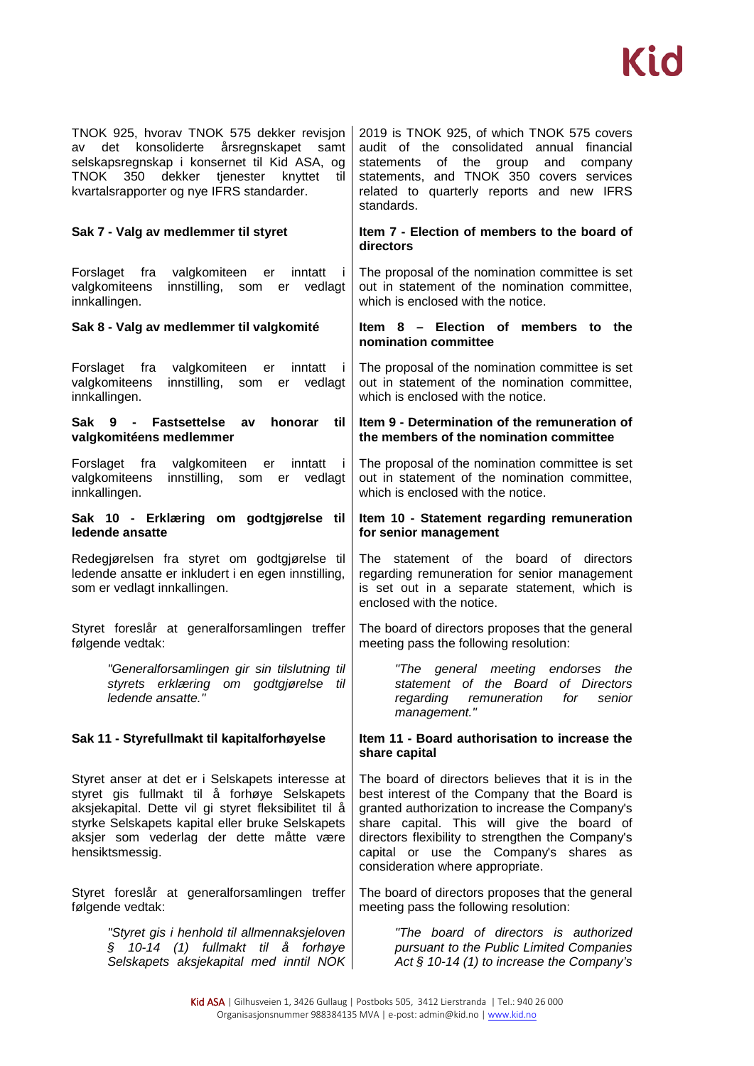TNOK 925, hvorav TNOK 575 dekker revisjon av det konsoliderte årsregnskapet samt selskapsregnskap i konsernet til Kid ASA, og TNOK 350 dekker tjenester knyttet til kvartalsrapporter og nye IFRS standarder.

2019 is TNOK 925, of which TNOK 575 covers audit of the consolidated annual financial statements of the group and company statements, and TNOK 350 covers services related to quarterly reports and new IFRS standards.

**Sak 7 - Valg av medlemmer til styret**

Forslaget fra valgkomiteen er inntatt i valgkomiteens innstilling, som er vedlagt innkallingen.

**Item 7 - Election of members to the board of directors**

The proposal of the nomination committee is set out in statement of the nomination committee, which is enclosed with the notice.

**Sak 8 - Valg av medlemmer til valgkomité**

Forslaget fra valgkomiteen er inntatt i valgkomiteens innstilling, som er vedlagt innkallingen.

**Item 8 – Election of members to the nomination committee**

The proposal of the nomination committee is set out in statement of the nomination committee, which is enclosed with the notice.

**Sak 9 - Fastsettelse av honorar til valgkomitéens medlemmer**

Forslaget fra valgkomiteen er inntatt i valgkomiteens innstilling, som er vedlagt innkallingen.

**Item 9 - Determination of the remuneration of the members of the nomination committee**

The proposal of the nomination committee is set out in statement of the nomination committee, which is enclosed with the notice.

**Sak 10 - Erklæring om godtgjørelse til ledende ansatte**

Redegjørelsen fra styret om godtgjørelse til ledende ansatte er inkludert i en egen innstilling, som er vedlagt innkallingen.

Styret foreslår at generalforsamlingen treffer følgende vedtak:

> *"Generalforsamlingen gir sin tilslutning til styrets erklæring om godtgjørelse til ledende ansatte."*

**Item 10 - Statement regarding remuneration for senior management**

The statement of the board of directors regarding remuneration for senior management is set out in a separate statement, which is enclosed with the notice.

The board of directors proposes that the general meeting pass the following resolution:

> *"The general meeting endorses the statement of the Board of Directors regarding remuneration for senior management."*

**Sak 11 - Styrefullmakt til kapitalforhøyelse**

Styret anser at det er i Selskapets interesse at styret gis fullmakt til å forhøye Selskapets aksjekapital. Dette vil gi styret fleksibilitet til å styrke Selskapets kapital eller bruke Selskapets aksjer som vederlag der dette måtte være hensiktsmessig.

Styret foreslår at generalforsamlingen treffer følgende vedtak:

> *"Styret gis i henhold til allmennaksjeloven § 10-14 (1) fullmakt til å forhøye Selskapets aksjekapital med inntil NOK*

**Item 11 - Board authorisation to increase the share capital**

The board of directors believes that it is in the best interest of the Company that the Board is granted authorization to increase the Company's share capital. This will give the board of directors flexibility to strengthen the Company's capital or use the Company's shares as consideration where appropriate.

The board of directors proposes that the general meeting pass the following resolution:

> *"The board of directors is authorized pursuant to the Public Limited Companies Act § 10-14 (1) to increase the Company's*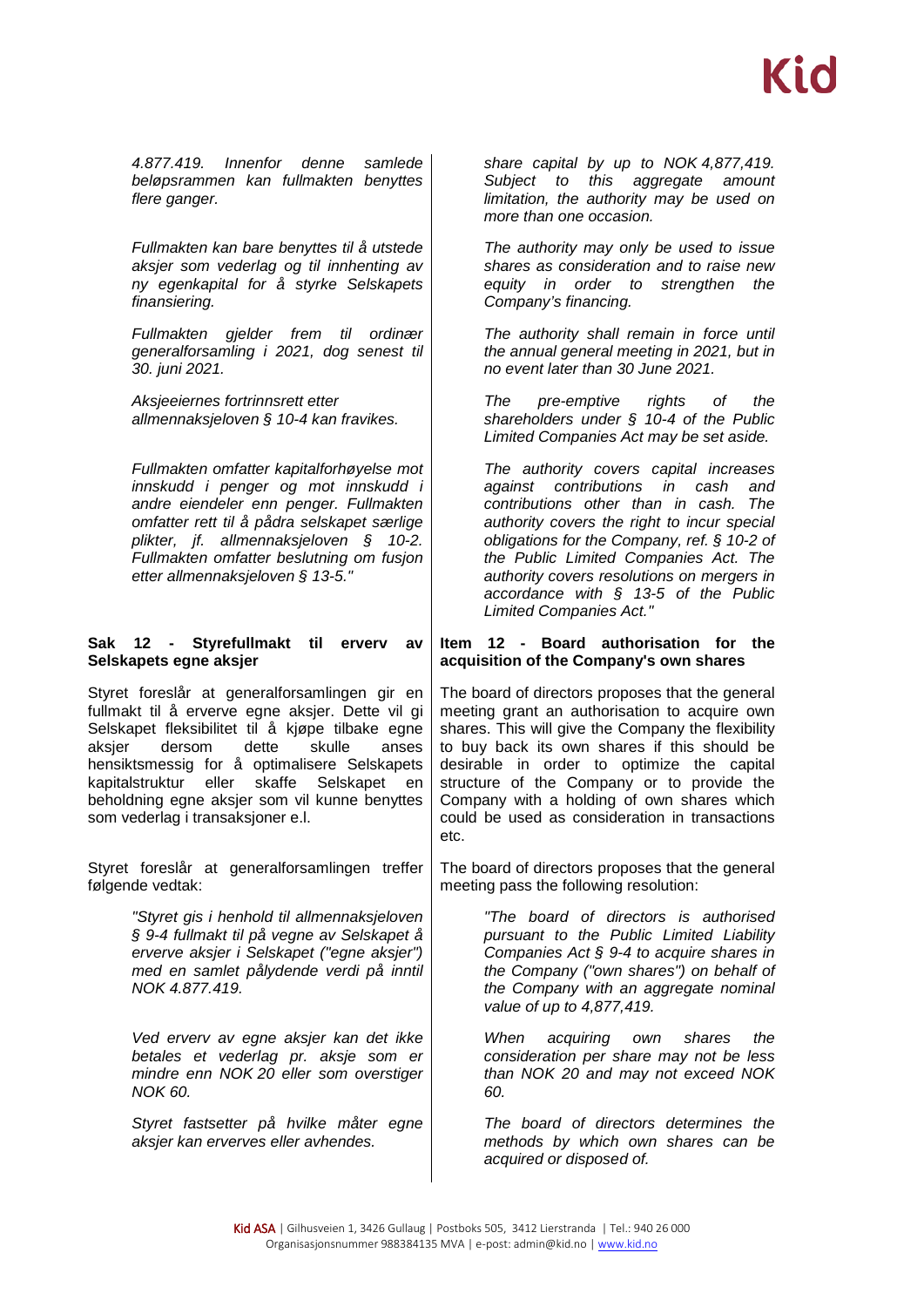*4.877.419. Innenfor denne samlede beløpsrammen kan fullmakten benyttes flere ganger.*

*Fullmakten kan bare benyttes til å utstede aksjer som vederlag og til innhenting av ny egenkapital for å styrke Selskapets finansiering.*

*Fullmakten gjelder frem til ordinær generalforsamling i 2021, dog senest til 30. juni 2021.*

*Aksjeeiernes fortrinnsrett etter allmennaksjeloven § 10-4 kan fravikes.*

*Fullmakten omfatter kapitalforhøyelse mot innskudd i penger og mot innskudd i andre eiendeler enn penger. Fullmakten omfatter rett til å pådra selskapet særlige plikter, jf. allmennaksjeloven § 10-2. Fullmakten omfatter beslutning om fusjon etter allmennaksjeloven § 13-5."*

**Sak 12 - Styrefullmakt til erverv av Selskapets egne aksjer**

Styret foreslår at generalforsamlingen gir en fullmakt til å erverve egne aksjer. Dette vil gi Selskapet fleksibilitet til å kjøpe tilbake egne aksjer dersom dette skulle anses hensiktsmessig for å optimalisere Selskapets kapitalstruktur eller skaffe Selskapet en beholdning egne aksjer som vil kunne benyttes som vederlag i transaksjoner e.l.

Styret foreslår at generalforsamlingen treffer følgende vedtak:

> *"Styret gis i henhold til allmennaksjeloven § 9-4 fullmakt til på vegne av Selskapet å erverve aksjer i Selskapet ("egne aksjer") med en samlet pålydende verdi på inntil NOK 4.877.419.*
>
> *Ved erverv av egne aksjer kan det ikke betales et vederlag pr. aksje som er mindre enn NOK 20 eller som overstiger NOK 60.*
>
> *Styret fastsetter på hvilke måter egne aksjer kan erverves eller avhendes.*

*share capital by up to NOK 4,877,419. Subject to this aggregate amount limitation, the authority may be used on more than one occasion.*

*The authority may only be used to issue shares as consideration and to raise new equity in order to strengthen the Company's financing.*

*The authority shall remain in force until the annual general meeting in 2021, but in no event later than 30 June 2021.*

*The pre-emptive rights of the shareholders under § 10-4 of the Public Limited Companies Act may be set aside.*

*The authority covers capital increases against contributions in cash and contributions other than in cash. The authority covers the right to incur special obligations for the Company, ref. § 10-2 of the Public Limited Companies Act. The authority covers resolutions on mergers in accordance with § 13-5 of the Public Limited Companies Act."*

**Item 12 - Board authorisation for the acquisition of the Company's own shares**

The board of directors proposes that the general meeting grant an authorisation to acquire own shares. This will give the Company the flexibility to buy back its own shares if this should be desirable in order to optimize the capital structure of the Company or to provide the Company with a holding of own shares which could be used as consideration in transactions etc.

The board of directors proposes that the general meeting pass the following resolution:

> *"The board of directors is authorised pursuant to the Public Limited Liability Companies Act § 9-4 to acquire shares in the Company ("own shares") on behalf of the Company with an aggregate nominal value of up to 4,877,419.*
>
> *When acquiring own shares the consideration per share may not be less than NOK 20 and may not exceed NOK 60.*
>
> *The board of directors determines the methods by which own shares can be acquired or disposed of.*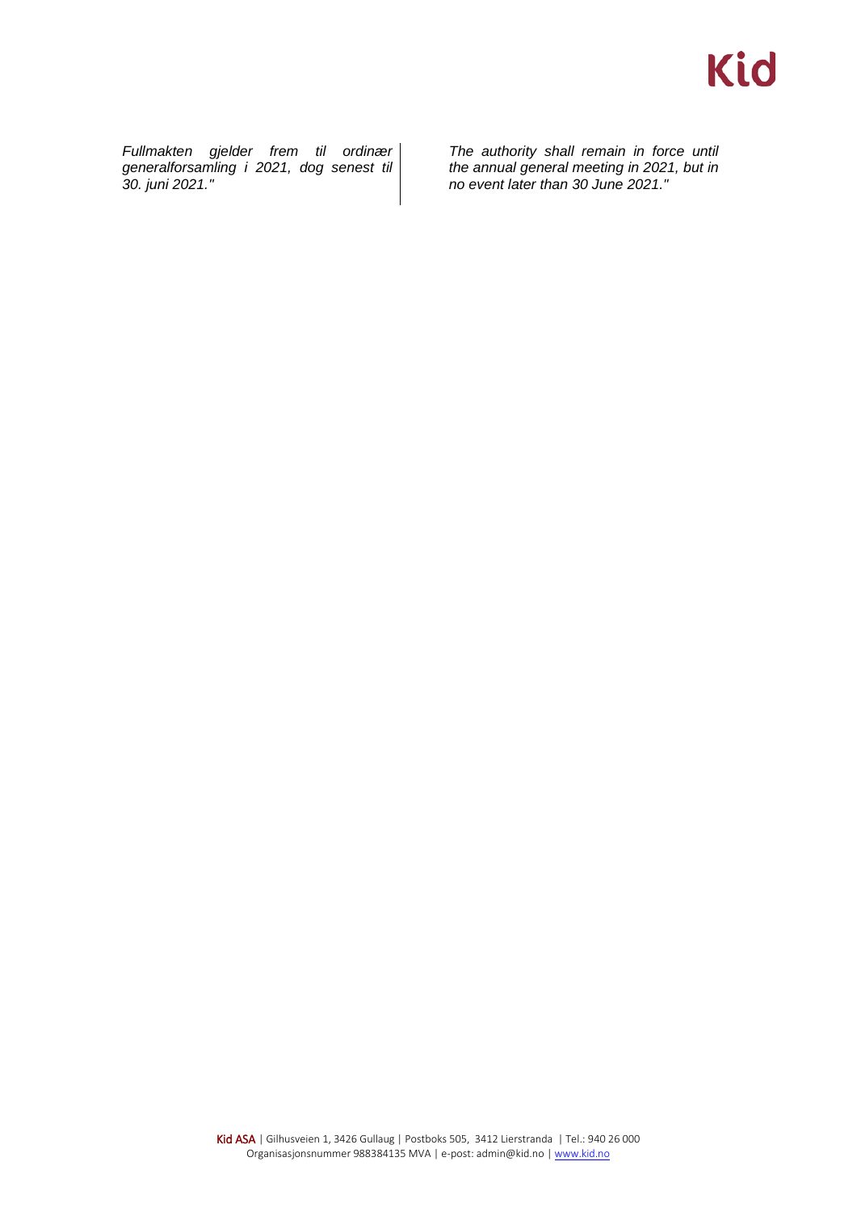| | |
|---|---|
| *Fullmakten gjelder frem til ordinær generalforsamling i 2021, dog senest til 30. juni 2021."* | *The authority shall remain in force until the annual general meeting in 2021, but in no event later than 30 June 2021."* |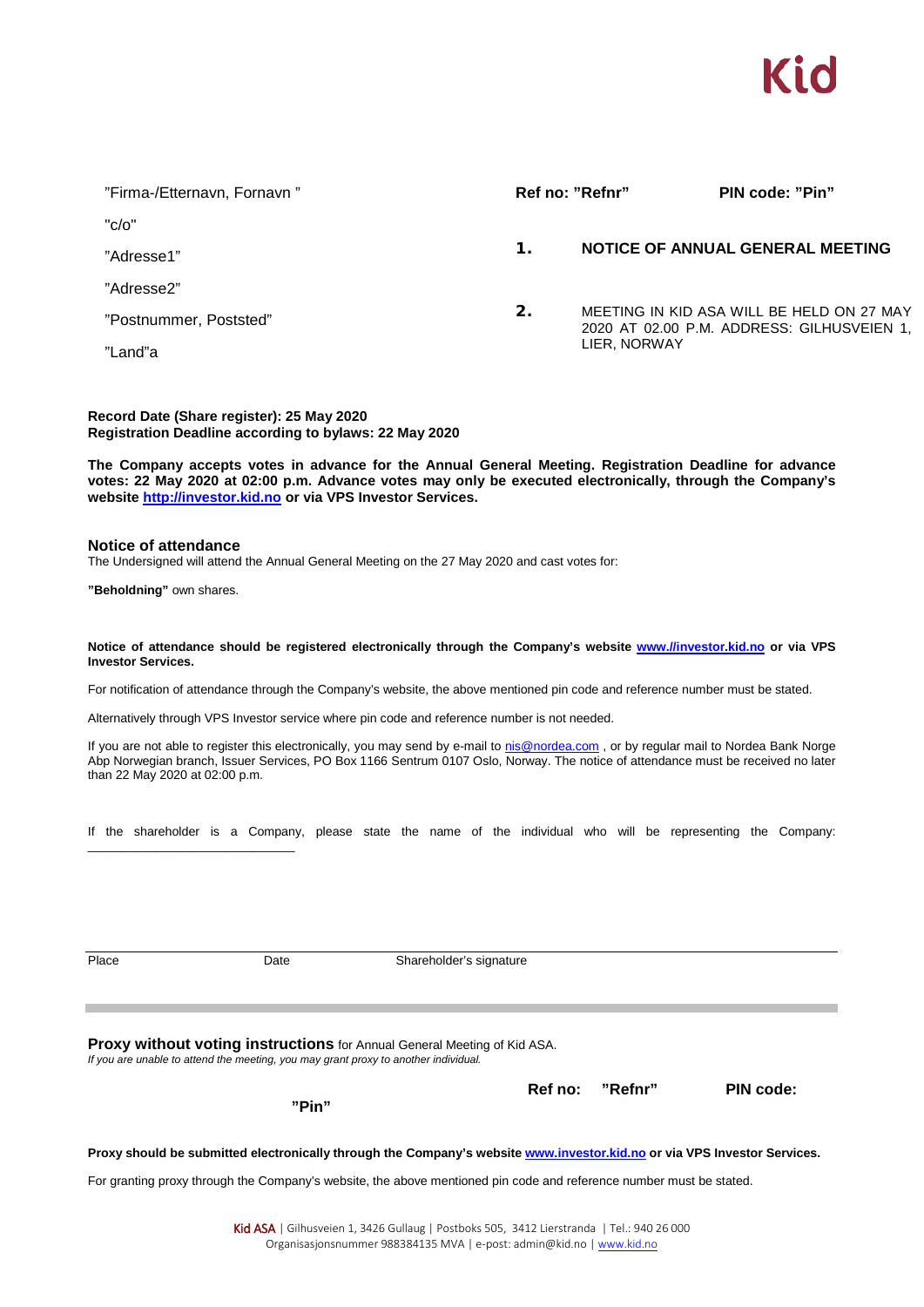Kid

"Firma-/Etternavn, Fornavn "

"c/o"

"Adresse1"

"Adresse2"

"Postnummer, Poststed"

"Land"a

**Ref no: "Refnr"** **PIN code: "Pin"**

1. **NOTICE OF ANNUAL GENERAL MEETING**

2. MEETING IN KID ASA WILL BE HELD ON 27 MAY 2020 AT 02.00 P.M. ADDRESS: GILHUSVEIEN 1, LIER, NORWAY

**Record Date (Share register): 25 May 2020**
**Registration Deadline according to bylaws: 22 May 2020**

**The Company accepts votes in advance for the Annual General Meeting. Registration Deadline for advance votes: 22 May 2020 at 02:00 p.m. Advance votes may only be executed electronically, through the Company's website http://investor.kid.no or via VPS Investor Services.**

## Notice of attendance

The Undersigned will attend the Annual General Meeting on the 27 May 2020 and cast votes for:

**"Beholdning"** own shares.

**Notice of attendance should be registered electronically through the Company's website www.//investor.kid.no or via VPS Investor Services.**

For notification of attendance through the Company's website, the above mentioned pin code and reference number must be stated.

Alternatively through VPS Investor service where pin code and reference number is not needed.

If you are not able to register this electronically, you may send by e-mail to nis@nordea.com , or by regular mail to Nordea Bank Norge Abp Norwegian branch, Issuer Services, PO Box 1166 Sentrum 0107 Oslo, Norway. The notice of attendance must be received no later than 22 May 2020 at 02:00 p.m.

If the shareholder is a Company, please state the name of the individual who will be representing the Company: ______________________________

Place Date Shareholder's signature

## Proxy without voting instructions for Annual General Meeting of Kid ASA.

*If you are unable to attend the meeting, you may grant proxy to another individual.*

**Ref no: "Refnr"** **PIN code: "Pin"**

**Proxy should be submitted electronically through the Company's website www.investor.kid.no or via VPS Investor Services.**

For granting proxy through the Company's website, the above mentioned pin code and reference number must be stated.

Kid ASA | Gilhusveien 1, 3426 Gullaug | Postboks 505, 3412 Lierstranda | Tel.: 940 26 000
Organisasjonsnummer 988384135 MVA | e-post: admin@kid.no | www.kid.no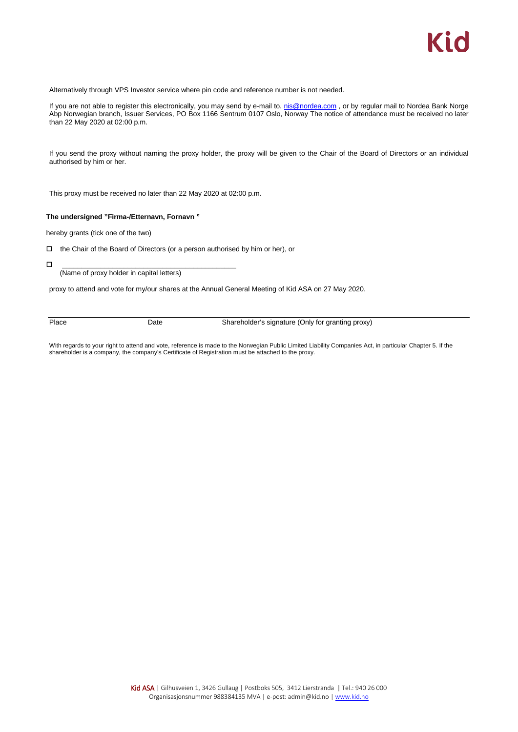Alternatively through VPS Investor service where pin code and reference number is not needed.

If you are not able to register this electronically, you may send by e-mail to. nis@nordea.com , or by regular mail to Nordea Bank Norge Abp Norwegian branch, Issuer Services, PO Box 1166 Sentrum 0107 Oslo, Norway The notice of attendance must be received no later than 22 May 2020 at 02:00 p.m.

If you send the proxy without naming the proxy holder, the proxy will be given to the Chair of the Board of Directors or an individual authorised by him or her.

This proxy must be received no later than 22 May 2020 at 02:00 p.m.

**The undersigned "Firma-/Etternavn, Fornavn "**

hereby grants (tick one of the two)

☐ the Chair of the Board of Directors (or a person authorised by him or her), or

☐ \_\_\_\_\_\_\_\_\_\_\_\_\_\_\_\_\_\_\_\_\_\_\_\_\_\_\_\_\_\_\_\_\_\_\_\_\_\_\_\_
(Name of proxy holder in capital letters)

proxy to attend and vote for my/our shares at the Annual General Meeting of Kid ASA on 27 May 2020.

| Place | Date | Shareholder's signature (Only for granting proxy) |
|---|---|---|

With regards to your right to attend and vote, reference is made to the Norwegian Public Limited Liability Companies Act, in particular Chapter 5. If the shareholder is a company, the company's Certificate of Registration must be attached to the proxy.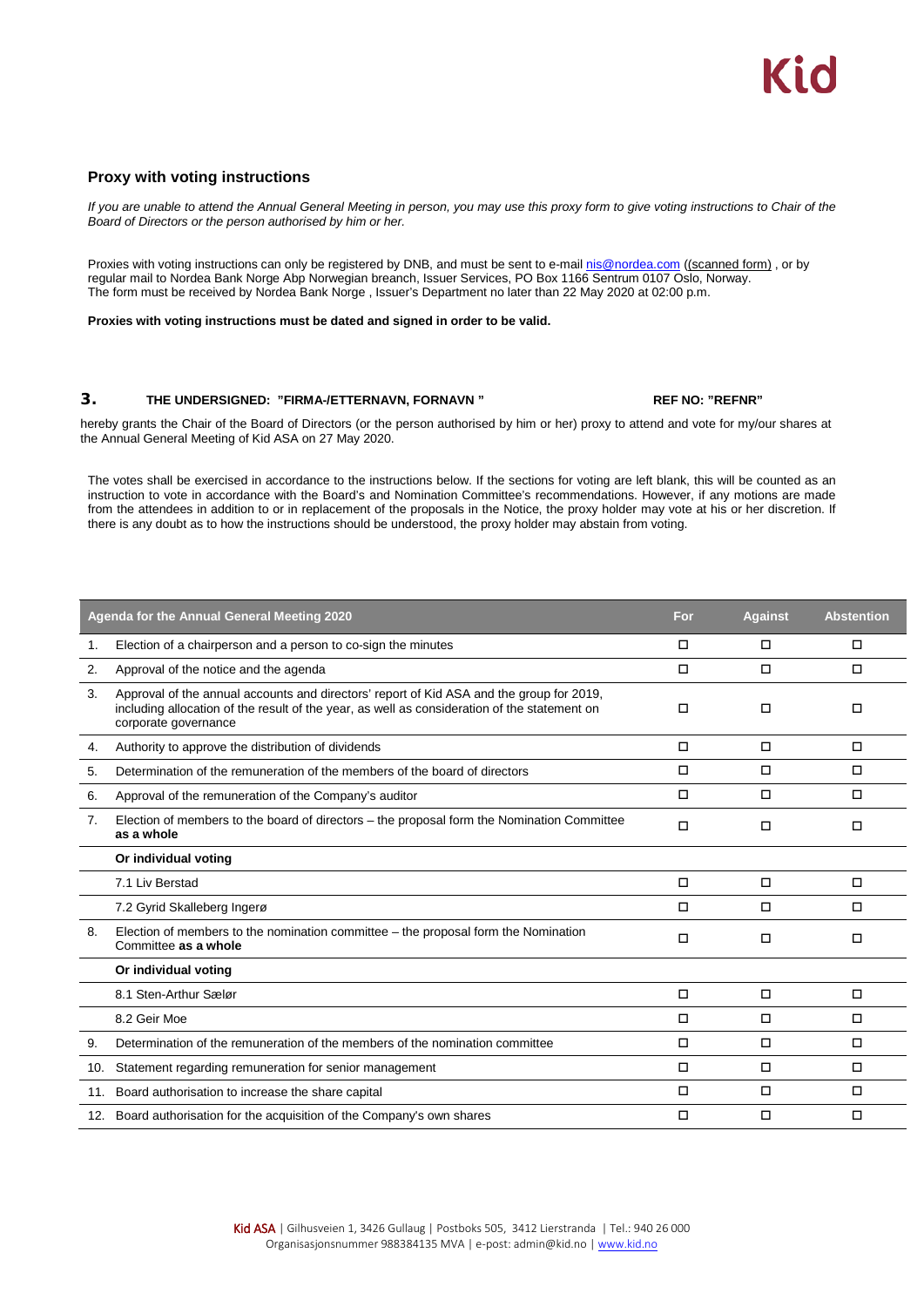## Proxy with voting instructions

*If you are unable to attend the Annual General Meeting in person, you may use this proxy form to give voting instructions to Chair of the Board of Directors or the person authorised by him or her.*

Proxies with voting instructions can only be registered by DNB, and must be sent to e-mail nis@nordea.com ((scanned form) , or by regular mail to Nordea Bank Norge Abp Norwegian breanch, Issuer Services, PO Box 1166 Sentrum 0107 Oslo, Norway. The form must be received by Nordea Bank Norge , Issuer's Department no later than 22 May 2020 at 02:00 p.m.

**Proxies with voting instructions must be dated and signed in order to be valid.**

**3. THE UNDERSIGNED: "FIRMA-/ETTERNAVN, FORNAVN " REF NO: "REFNR"**

hereby grants the Chair of the Board of Directors (or the person authorised by him or her) proxy to attend and vote for my/our shares at the Annual General Meeting of Kid ASA on 27 May 2020.

The votes shall be exercised in accordance to the instructions below. If the sections for voting are left blank, this will be counted as an instruction to vote in accordance with the Board's and Nomination Committee's recommendations. However, if any motions are made from the attendees in addition to or in replacement of the proposals in the Notice, the proxy holder may vote at his or her discretion. If there is any doubt as to how the instructions should be understood, the proxy holder may abstain from voting.

| | Agenda for the Annual General Meeting 2020 | For | Against | Abstention |
|---|---|---|---|---|
| 1. | Election of a chairperson and a person to co-sign the minutes | ☐ | ☐ | ☐ |
| 2. | Approval of the notice and the agenda | ☐ | ☐ | ☐ |
| 3. | Approval of the annual accounts and directors' report of Kid ASA and the group for 2019, including allocation of the result of the year, as well as consideration of the statement on corporate governance | ☐ | ☐ | ☐ |
| 4. | Authority to approve the distribution of dividends | ☐ | ☐ | ☐ |
| 5. | Determination of the remuneration of the members of the board of directors | ☐ | ☐ | ☐ |
| 6. | Approval of the remuneration of the Company's auditor | ☐ | ☐ | ☐ |
| 7. | Election of members to the board of directors – the proposal form the Nomination Committee **as a whole** | ☐ | ☐ | ☐ |
| | **Or individual voting** | | | |
| | 7.1 Liv Berstad | ☐ | ☐ | ☐ |
| | 7.2 Gyrid Skalleberg Ingerø | ☐ | ☐ | ☐ |
| 8. | Election of members to the nomination committee – the proposal form the Nomination Committee **as a whole** | ☐ | ☐ | ☐ |
| | **Or individual voting** | | | |
| | 8.1 Sten-Arthur Sælør | ☐ | ☐ | ☐ |
| | 8.2 Geir Moe | ☐ | ☐ | ☐ |
| 9. | Determination of the remuneration of the members of the nomination committee | ☐ | ☐ | ☐ |
| 10. | Statement regarding remuneration for senior management | ☐ | ☐ | ☐ |
| 11. | Board authorisation to increase the share capital | ☐ | ☐ | ☐ |
| 12. | Board authorisation for the acquisition of the Company's own shares | ☐ | ☐ | ☐ |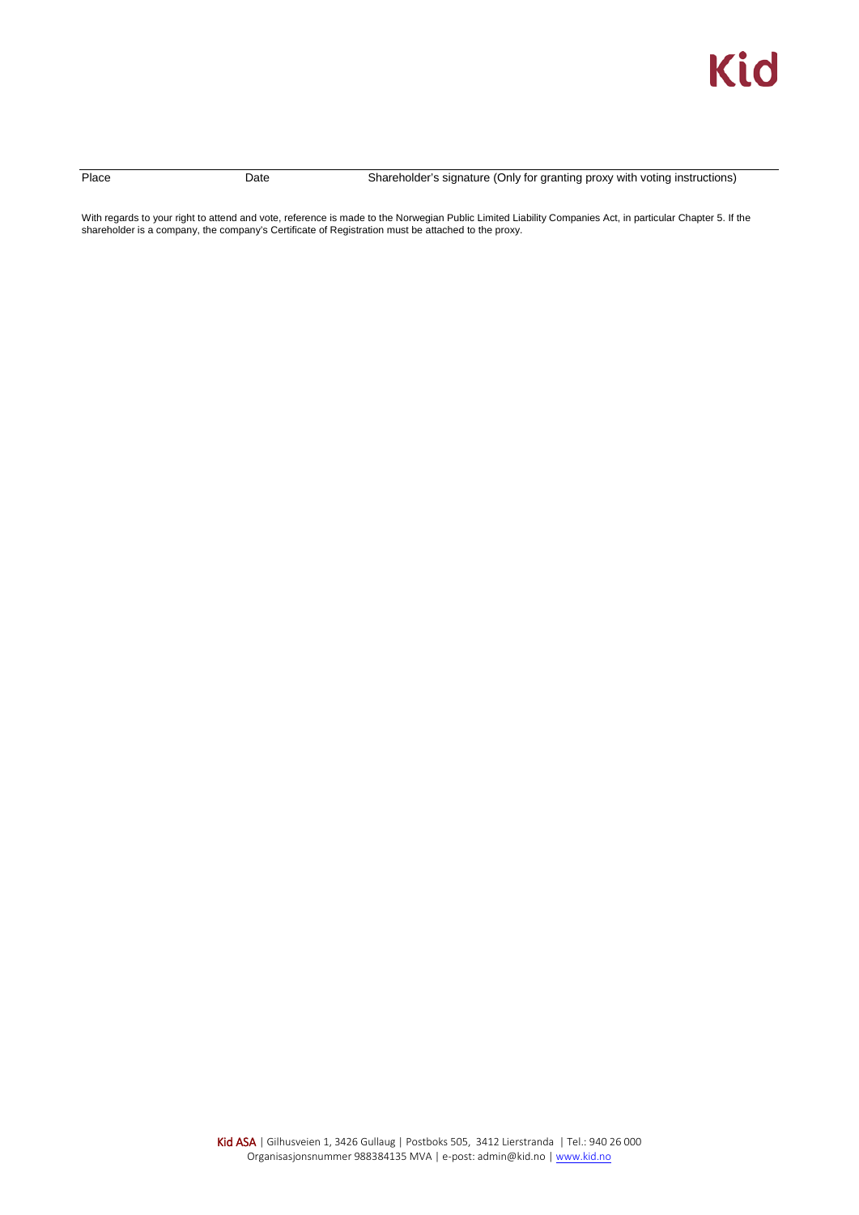Place Date Shareholder's signature (Only for granting proxy with voting instructions)

With regards to your right to attend and vote, reference is made to the Norwegian Public Limited Liability Companies Act, in particular Chapter 5. If the shareholder is a company, the company's Certificate of Registration must be attached to the proxy.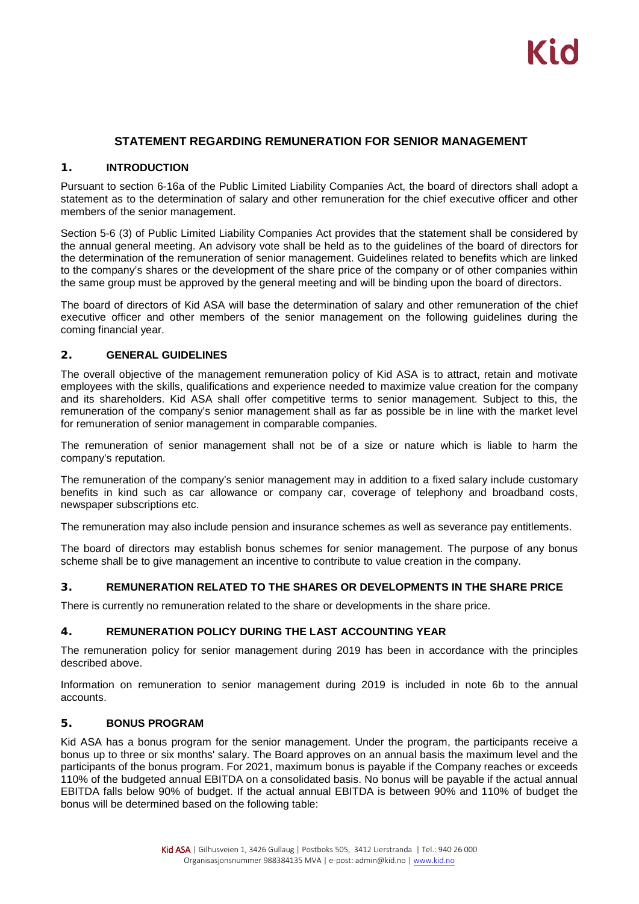# STATEMENT REGARDING REMUNERATION FOR SENIOR MANAGEMENT

## 1. INTRODUCTION

Pursuant to section 6-16a of the Public Limited Liability Companies Act, the board of directors shall adopt a statement as to the determination of salary and other remuneration for the chief executive officer and other members of the senior management.

Section 5-6 (3) of Public Limited Liability Companies Act provides that the statement shall be considered by the annual general meeting. An advisory vote shall be held as to the guidelines of the board of directors for the determination of the remuneration of senior management. Guidelines related to benefits which are linked to the company's shares or the development of the share price of the company or of other companies within the same group must be approved by the general meeting and will be binding upon the board of directors.

The board of directors of Kid ASA will base the determination of salary and other remuneration of the chief executive officer and other members of the senior management on the following guidelines during the coming financial year.

## 2. GENERAL GUIDELINES

The overall objective of the management remuneration policy of Kid ASA is to attract, retain and motivate employees with the skills, qualifications and experience needed to maximize value creation for the company and its shareholders. Kid ASA shall offer competitive terms to senior management. Subject to this, the remuneration of the company's senior management shall as far as possible be in line with the market level for remuneration of senior management in comparable companies.

The remuneration of senior management shall not be of a size or nature which is liable to harm the company's reputation.

The remuneration of the company's senior management may in addition to a fixed salary include customary benefits in kind such as car allowance or company car, coverage of telephony and broadband costs, newspaper subscriptions etc.

The remuneration may also include pension and insurance schemes as well as severance pay entitlements.

The board of directors may establish bonus schemes for senior management. The purpose of any bonus scheme shall be to give management an incentive to contribute to value creation in the company.

## 3. REMUNERATION RELATED TO THE SHARES OR DEVELOPMENTS IN THE SHARE PRICE

There is currently no remuneration related to the share or developments in the share price.

## 4. REMUNERATION POLICY DURING THE LAST ACCOUNTING YEAR

The remuneration policy for senior management during 2019 has been in accordance with the principles described above.

Information on remuneration to senior management during 2019 is included in note 6b to the annual accounts.

## 5. BONUS PROGRAM

Kid ASA has a bonus program for the senior management. Under the program, the participants receive a bonus up to three or six months' salary. The Board approves on an annual basis the maximum level and the participants of the bonus program. For 2021, maximum bonus is payable if the Company reaches or exceeds 110% of the budgeted annual EBITDA on a consolidated basis. No bonus will be payable if the actual annual EBITDA falls below 90% of budget. If the actual annual EBITDA is between 90% and 110% of budget the bonus will be determined based on the following table: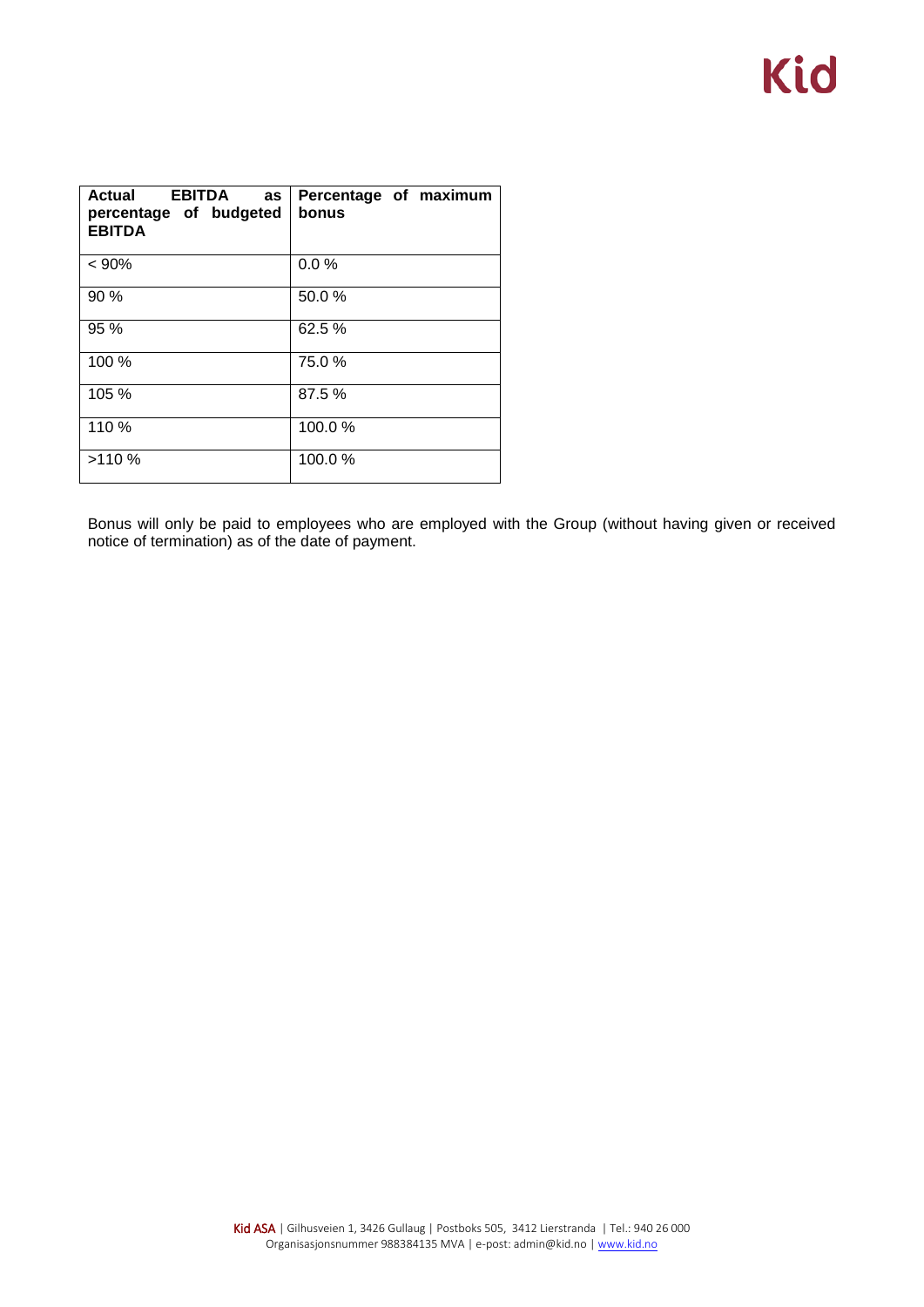| Actual EBITDA as percentage of budgeted EBITDA | Percentage of maximum bonus |
| --- | --- |
| < 90% | 0.0 % |
| 90 % | 50.0 % |
| 95 % | 62.5 % |
| 100 % | 75.0 % |
| 105 % | 87.5 % |
| 110 % | 100.0 % |
| >110 % | 100.0 % |

Bonus will only be paid to employees who are employed with the Group (without having given or received notice of termination) as of the date of payment.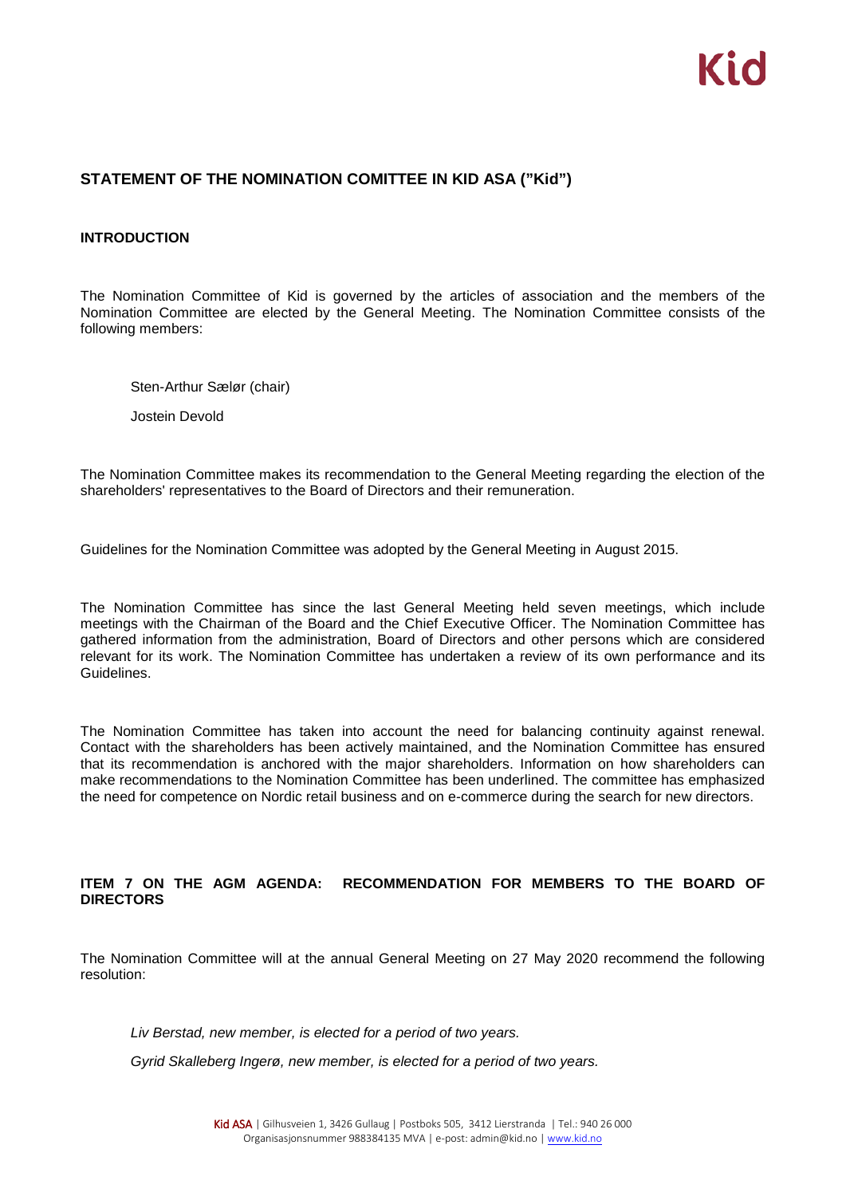## STATEMENT OF THE NOMINATION COMITTEE IN KID ASA ("Kid")

### INTRODUCTION

The Nomination Committee of Kid is governed by the articles of association and the members of the Nomination Committee are elected by the General Meeting. The Nomination Committee consists of the following members:

Sten-Arthur Sælør (chair)

Jostein Devold

The Nomination Committee makes its recommendation to the General Meeting regarding the election of the shareholders' representatives to the Board of Directors and their remuneration.

Guidelines for the Nomination Committee was adopted by the General Meeting in August 2015.

The Nomination Committee has since the last General Meeting held seven meetings, which include meetings with the Chairman of the Board and the Chief Executive Officer. The Nomination Committee has gathered information from the administration, Board of Directors and other persons which are considered relevant for its work. The Nomination Committee has undertaken a review of its own performance and its Guidelines.

The Nomination Committee has taken into account the need for balancing continuity against renewal. Contact with the shareholders has been actively maintained, and the Nomination Committee has ensured that its recommendation is anchored with the major shareholders. Information on how shareholders can make recommendations to the Nomination Committee has been underlined. The committee has emphasized the need for competence on Nordic retail business and on e-commerce during the search for new directors.

### ITEM 7 ON THE AGM AGENDA: RECOMMENDATION FOR MEMBERS TO THE BOARD OF DIRECTORS

The Nomination Committee will at the annual General Meeting on 27 May 2020 recommend the following resolution:

*Liv Berstad, new member, is elected for a period of two years.*

*Gyrid Skalleberg Ingerø, new member, is elected for a period of two years.*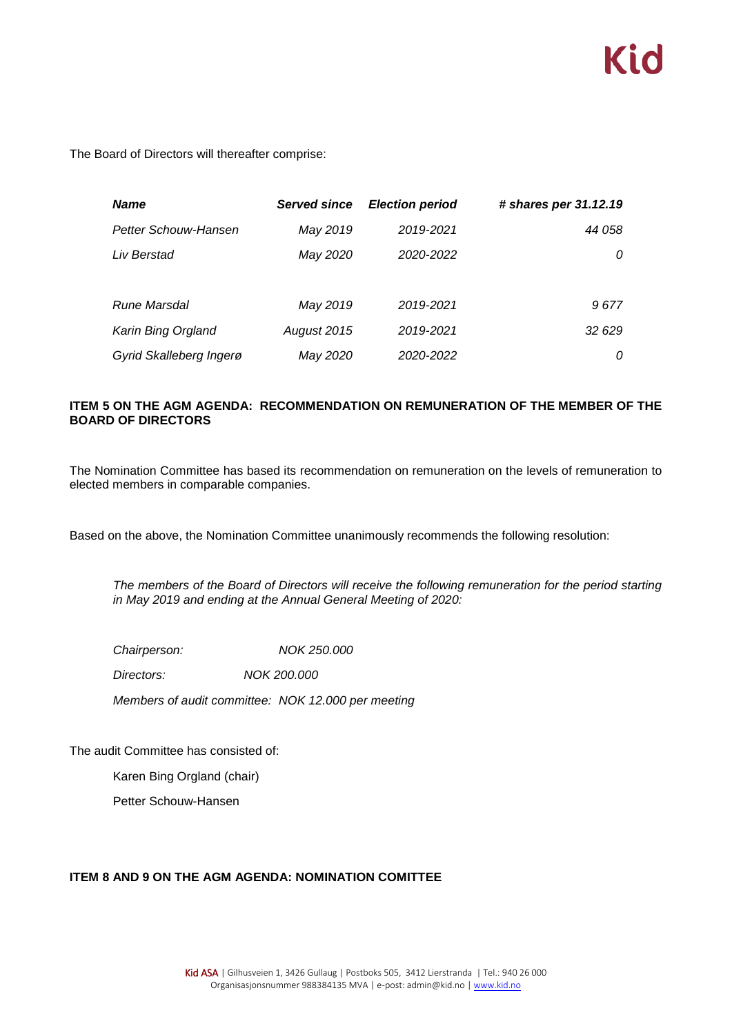The Board of Directors will thereafter comprise:

| *Name* | *Served since* | *Election period* | *# shares per 31.12.19* |
|---|---|---|---|
| *Petter Schouw-Hansen* | *May 2019* | *2019-2021* | *44 058* |
| *Liv Berstad* | *May 2020* | *2020-2022* | *0* |
| | | | |
| *Rune Marsdal* | *May 2019* | *2019-2021* | *9 677* |
| *Karin Bing Orgland* | *August 2015* | *2019-2021* | *32 629* |
| *Gyrid Skalleberg Ingerø* | *May 2020* | *2020-2022* | *0* |

**ITEM 5 ON THE AGM AGENDA: RECOMMENDATION ON REMUNERATION OF THE MEMBER OF THE BOARD OF DIRECTORS**

The Nomination Committee has based its recommendation on remuneration on the levels of remuneration to elected members in comparable companies.

Based on the above, the Nomination Committee unanimously recommends the following resolution:

*The members of the Board of Directors will receive the following remuneration for the period starting in May 2019 and ending at the Annual General Meeting of 2020:*

*Chairperson: NOK 250.000*

*Directors: NOK 200.000*

*Members of audit committee: NOK 12.000 per meeting*

The audit Committee has consisted of:

Karen Bing Orgland (chair)

Petter Schouw-Hansen

**ITEM 8 AND 9 ON THE AGM AGENDA: NOMINATION COMITTEE**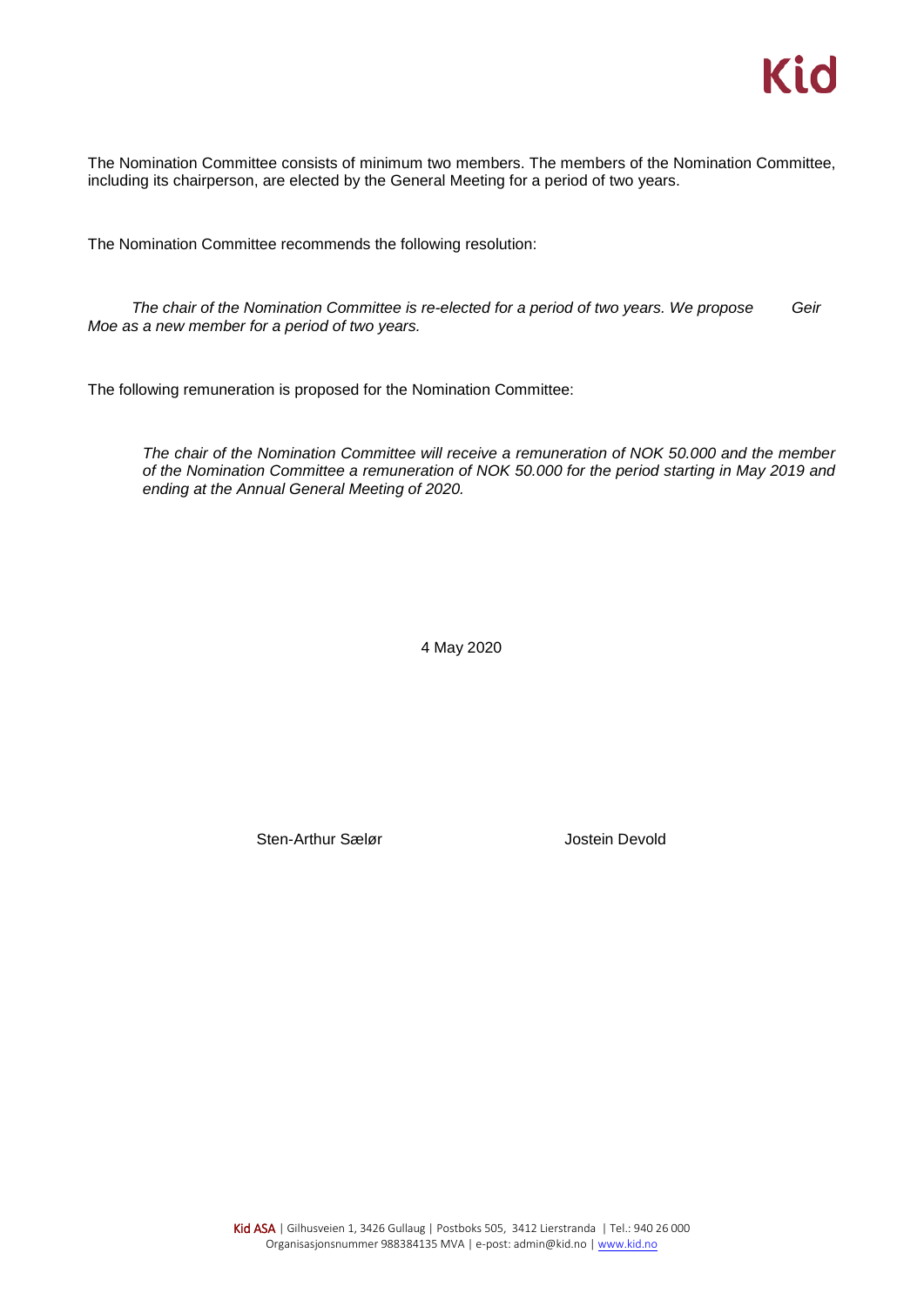The Nomination Committee consists of minimum two members. The members of the Nomination Committee, including its chairperson, are elected by the General Meeting for a period of two years.

The Nomination Committee recommends the following resolution:

*The chair of the Nomination Committee is re-elected for a period of two years. We propose Geir Moe as a new member for a period of two years.*

The following remuneration is proposed for the Nomination Committee:

*The chair of the Nomination Committee will receive a remuneration of NOK 50.000 and the member of the Nomination Committee a remuneration of NOK 50.000 for the period starting in May 2019 and ending at the Annual General Meeting of 2020.*

4 May 2020

Sten-Arthur Sælør    Jostein Devold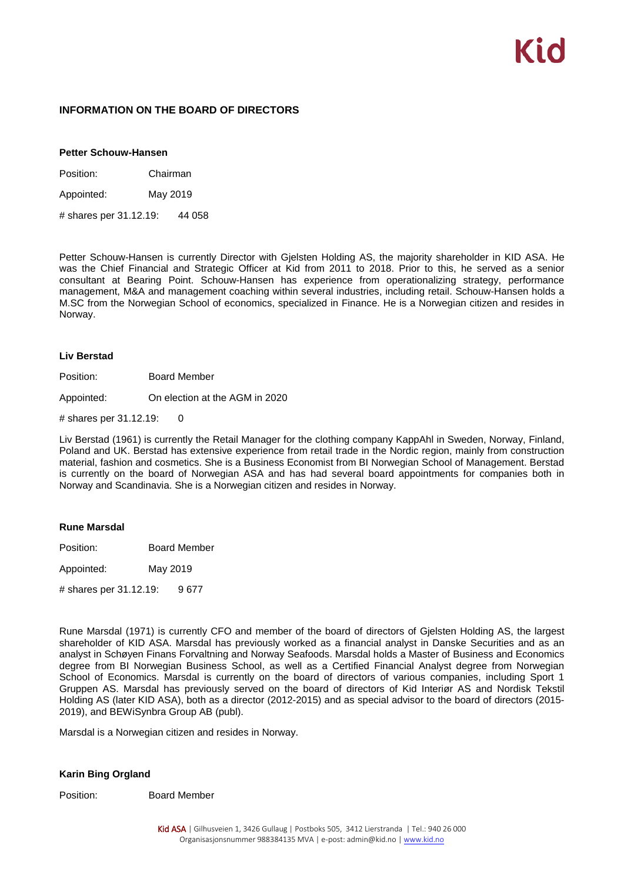## INFORMATION ON THE BOARD OF DIRECTORS

**Petter Schouw-Hansen**

Position: Chairman

Appointed: May 2019

# shares per 31.12.19: 44 058

Petter Schouw-Hansen is currently Director with Gjelsten Holding AS, the majority shareholder in KID ASA. He was the Chief Financial and Strategic Officer at Kid from 2011 to 2018. Prior to this, he served as a senior consultant at Bearing Point. Schouw-Hansen has experience from operationalizing strategy, performance management, M&A and management coaching within several industries, including retail. Schouw-Hansen holds a M.SC from the Norwegian School of economics, specialized in Finance. He is a Norwegian citizen and resides in Norway.

**Liv Berstad**

Position: Board Member

Appointed: On election at the AGM in 2020

# shares per 31.12.19: 0

Liv Berstad (1961) is currently the Retail Manager for the clothing company KappAhl in Sweden, Norway, Finland, Poland and UK. Berstad has extensive experience from retail trade in the Nordic region, mainly from construction material, fashion and cosmetics. She is a Business Economist from BI Norwegian School of Management. Berstad is currently on the board of Norwegian ASA and has had several board appointments for companies both in Norway and Scandinavia. She is a Norwegian citizen and resides in Norway.

**Rune Marsdal**

Position: Board Member

Appointed: May 2019

# shares per 31.12.19: 9 677

Rune Marsdal (1971) is currently CFO and member of the board of directors of Gjelsten Holding AS, the largest shareholder of KID ASA. Marsdal has previously worked as a financial analyst in Danske Securities and as an analyst in Schøyen Finans Forvaltning and Norway Seafoods. Marsdal holds a Master of Business and Economics degree from BI Norwegian Business School, as well as a Certified Financial Analyst degree from Norwegian School of Economics. Marsdal is currently on the board of directors of various companies, including Sport 1 Gruppen AS. Marsdal has previously served on the board of directors of Kid Interiør AS and Nordisk Tekstil Holding AS (later KID ASA), both as a director (2012-2015) and as special advisor to the board of directors (2015-2019), and BEWiSynbra Group AB (publ).

Marsdal is a Norwegian citizen and resides in Norway.

**Karin Bing Orgland**

Position: Board Member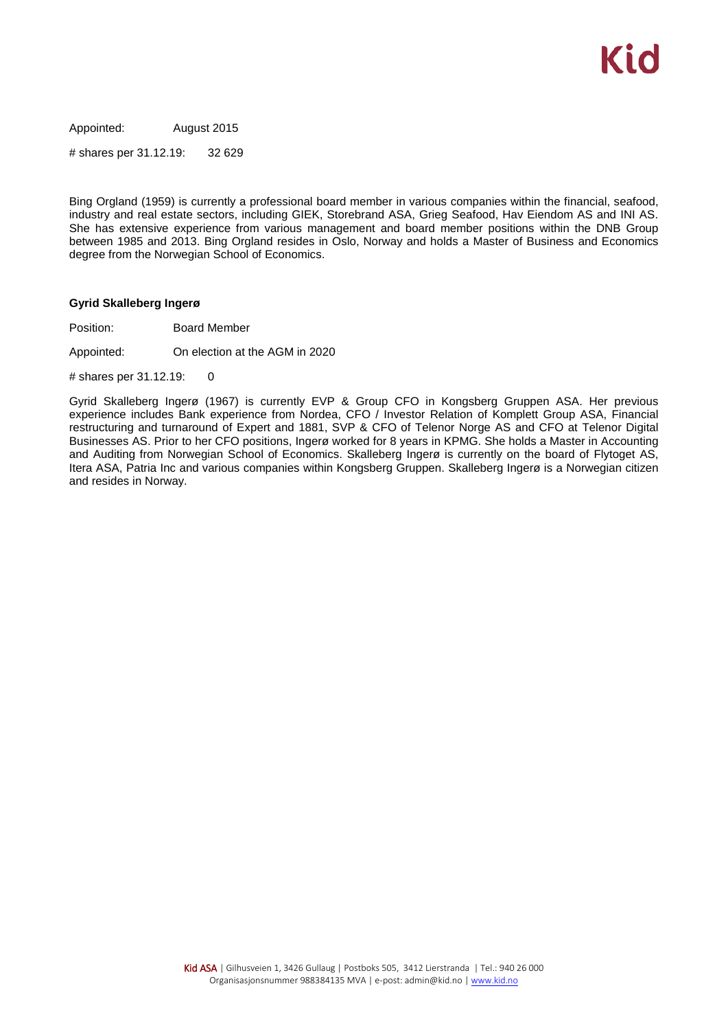Appointed: August 2015

# shares per 31.12.19: 32 629

Bing Orgland (1959) is currently a professional board member in various companies within the financial, seafood, industry and real estate sectors, including GIEK, Storebrand ASA, Grieg Seafood, Hav Eiendom AS and INI AS. She has extensive experience from various management and board member positions within the DNB Group between 1985 and 2013. Bing Orgland resides in Oslo, Norway and holds a Master of Business and Economics degree from the Norwegian School of Economics.

**Gyrid Skalleberg Ingerø**

Position: Board Member

Appointed: On election at the AGM in 2020

# shares per 31.12.19: 0

Gyrid Skalleberg Ingerø (1967) is currently EVP & Group CFO in Kongsberg Gruppen ASA. Her previous experience includes Bank experience from Nordea, CFO / Investor Relation of Komplett Group ASA, Financial restructuring and turnaround of Expert and 1881, SVP & CFO of Telenor Norge AS and CFO at Telenor Digital Businesses AS. Prior to her CFO positions, Ingerø worked for 8 years in KPMG. She holds a Master in Accounting and Auditing from Norwegian School of Economics. Skalleberg Ingerø is currently on the board of Flytoget AS, Itera ASA, Patria Inc and various companies within Kongsberg Gruppen. Skalleberg Ingerø is a Norwegian citizen and resides in Norway.